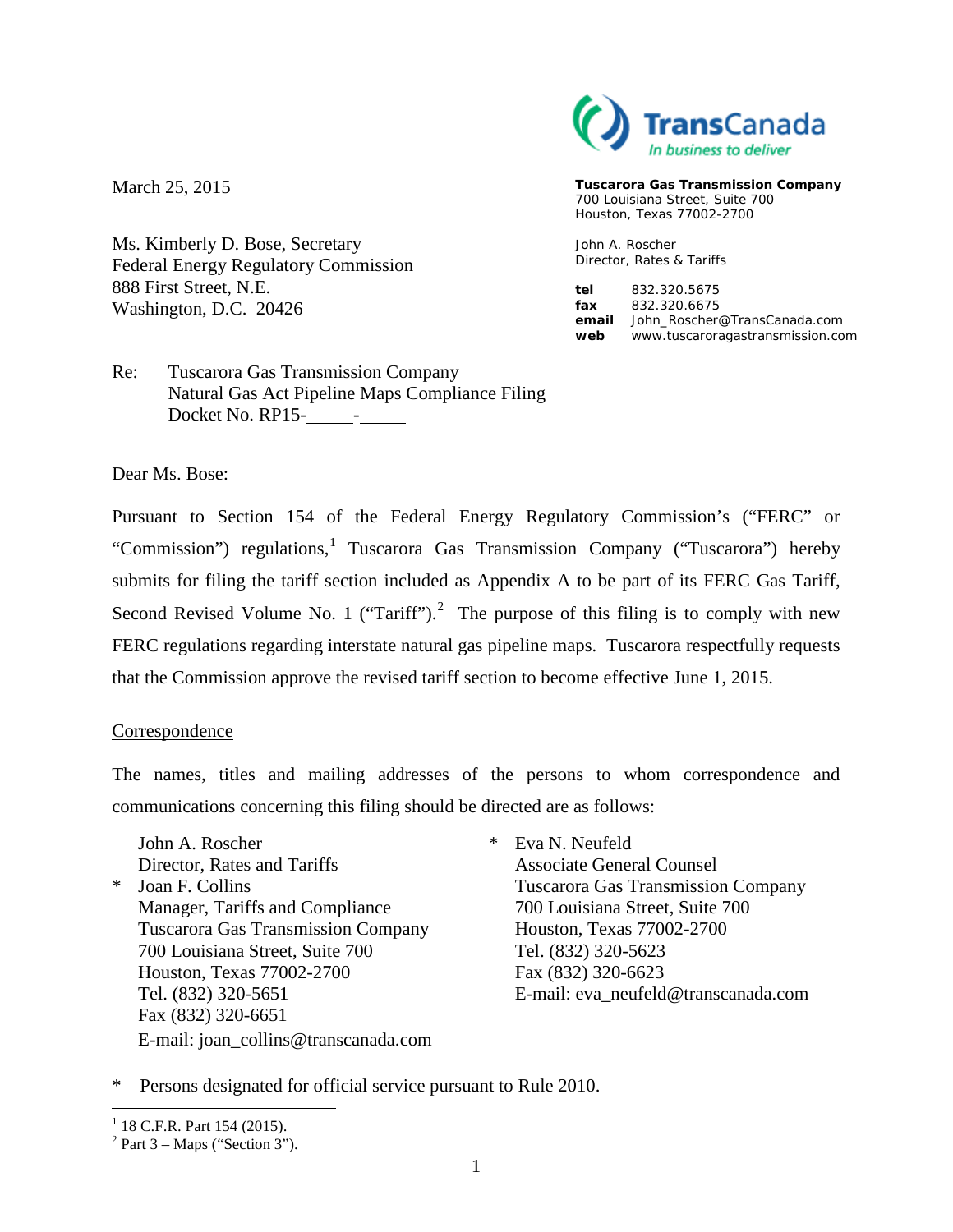TransCanada
*In business to deliver*

**Tuscarora Gas Transmission Company**
700 Louisiana Street, Suite 700
Houston, Texas 77002-2700

John A. Roscher
Director, Rates & Tariffs

**tel** 832.320.5675
**fax** 832.320.6675
**email** John_Roscher@TransCanada.com
**web** www.tuscaroragastransmission.com

March 25, 2015

Ms. Kimberly D. Bose, Secretary
Federal Energy Regulatory Commission
888 First Street, N.E.
Washington, D.C. 20426

Re: Tuscarora Gas Transmission Company
Natural Gas Act Pipeline Maps Compliance Filing
Docket No. RP15-_____-_____

Dear Ms. Bose:

Pursuant to Section 154 of the Federal Energy Regulatory Commission's ("FERC" or "Commission") regulations,[1] Tuscarora Gas Transmission Company ("Tuscarora") hereby submits for filing the tariff section included as Appendix A to be part of its FERC Gas Tariff, Second Revised Volume No. 1 ("Tariff").[2] The purpose of this filing is to comply with new FERC regulations regarding interstate natural gas pipeline maps. Tuscarora respectfully requests that the Commission approve the revised tariff section to become effective June 1, 2015.

<u>Correspondence</u>

The names, titles and mailing addresses of the persons to whom correspondence and communications concerning this filing should be directed are as follows:

John A. Roscher
Director, Rates and Tariffs
\* Joan F. Collins
Manager, Tariffs and Compliance
Tuscarora Gas Transmission Company
700 Louisiana Street, Suite 700
Houston, Texas 77002-2700
Tel. (832) 320-5651
Fax (832) 320-6651
E-mail: joan_collins@transcanada.com

\* Eva N. Neufeld
Associate General Counsel
Tuscarora Gas Transmission Company
700 Louisiana Street, Suite 700
Houston, Texas 77002-2700
Tel. (832) 320-5623
Fax (832) 320-6623
E-mail: eva_neufeld@transcanada.com

\* Persons designated for official service pursuant to Rule 2010.

[1] 18 C.F.R. Part 154 (2015).
[2] Part 3 – Maps ("Section 3").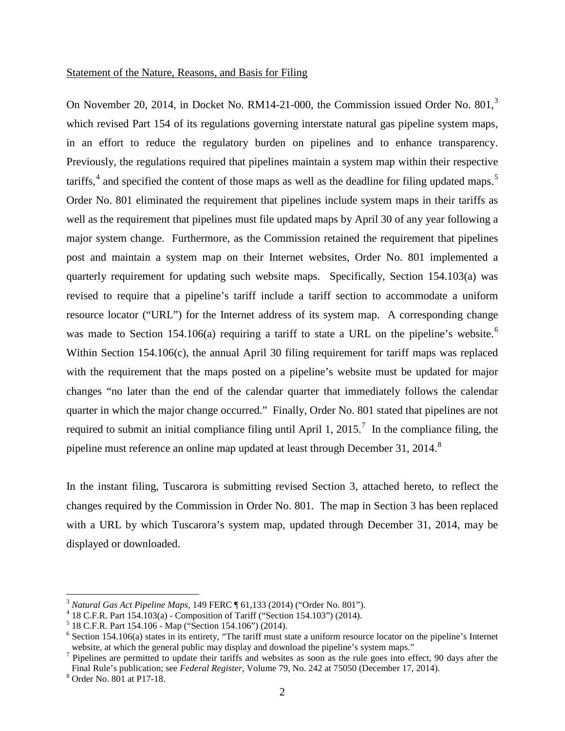Statement of the Nature, Reasons, and Basis for Filing

On November 20, 2014, in Docket No. RM14-21-000, the Commission issued Order No. 801,[3] which revised Part 154 of its regulations governing interstate natural gas pipeline system maps, in an effort to reduce the regulatory burden on pipelines and to enhance transparency. Previously, the regulations required that pipelines maintain a system map within their respective tariffs,[4] and specified the content of those maps as well as the deadline for filing updated maps.[5] Order No. 801 eliminated the requirement that pipelines include system maps in their tariffs as well as the requirement that pipelines must file updated maps by April 30 of any year following a major system change. Furthermore, as the Commission retained the requirement that pipelines post and maintain a system map on their Internet websites, Order No. 801 implemented a quarterly requirement for updating such website maps. Specifically, Section 154.103(a) was revised to require that a pipeline's tariff include a tariff section to accommodate a uniform resource locator ("URL") for the Internet address of its system map. A corresponding change was made to Section 154.106(a) requiring a tariff to state a URL on the pipeline's website.[6] Within Section 154.106(c), the annual April 30 filing requirement for tariff maps was replaced with the requirement that the maps posted on a pipeline's website must be updated for major changes "no later than the end of the calendar quarter that immediately follows the calendar quarter in which the major change occurred." Finally, Order No. 801 stated that pipelines are not required to submit an initial compliance filing until April 1, 2015.[7] In the compliance filing, the pipeline must reference an online map updated at least through December 31, 2014.[8]

In the instant filing, Tuscarora is submitting revised Section 3, attached hereto, to reflect the changes required by the Commission in Order No. 801. The map in Section 3 has been replaced with a URL by which Tuscarora's system map, updated through December 31, 2014, may be displayed or downloaded.

---

[3] *Natural Gas Act Pipeline Maps*, 149 FERC ¶ 61,133 (2014) ("Order No. 801").

[4] 18 C.F.R. Part 154.103(a) - Composition of Tariff ("Section 154.103") (2014).

[5] 18 C.F.R. Part 154.106 - Map ("Section 154.106") (2014).

[6] Section 154.106(a) states in its entirety, "The tariff must state a uniform resource locator on the pipeline's Internet website, at which the general public may display and download the pipeline's system maps."

[7] Pipelines are permitted to update their tariffs and websites as soon as the rule goes into effect, 90 days after the Final Rule's publication; see *Federal Register*, Volume 79, No. 242 at 75050 (December 17, 2014).

[8] Order No. 801 at P17-18.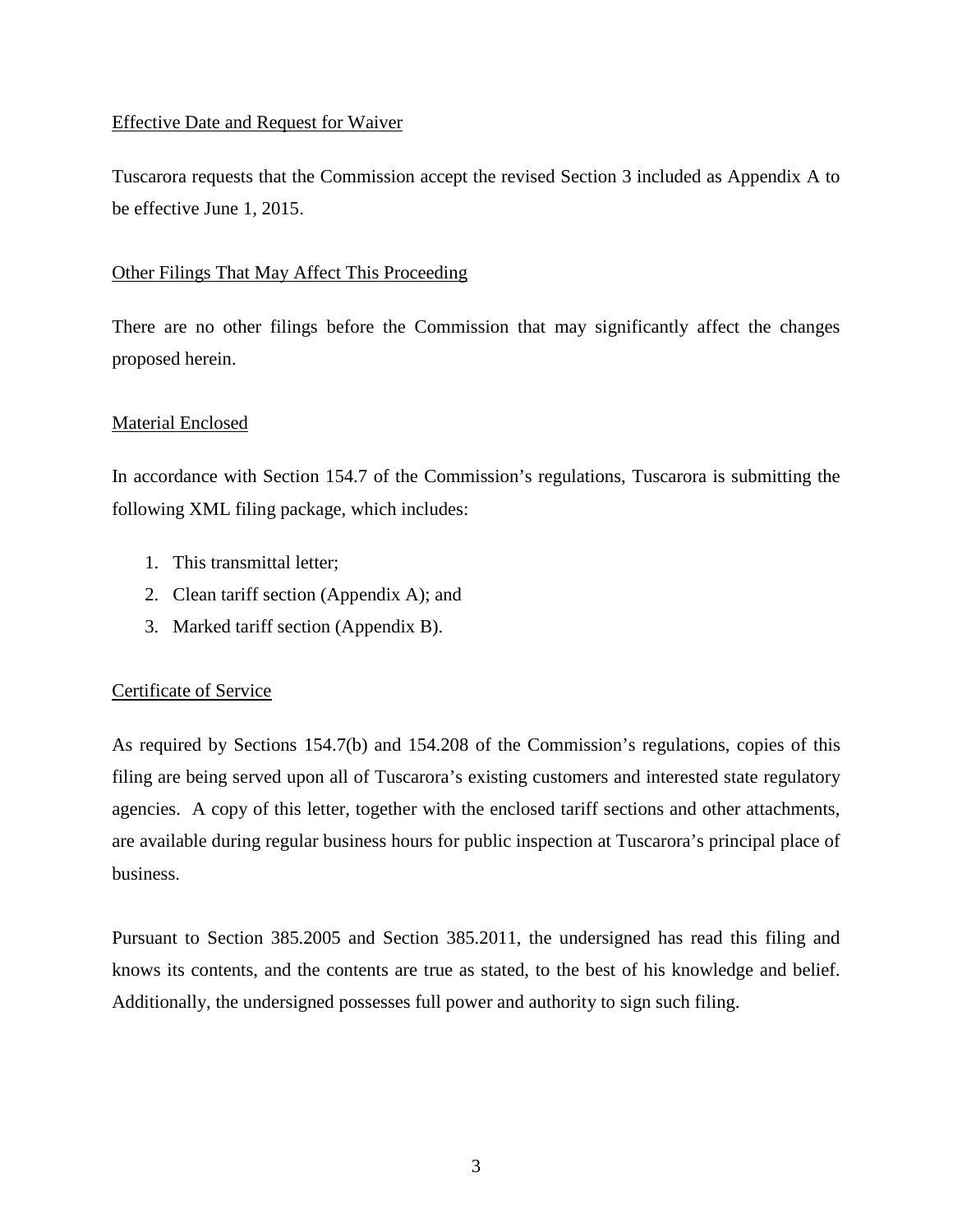Effective Date and Request for Waiver

Tuscarora requests that the Commission accept the revised Section 3 included as Appendix A to be effective June 1, 2015.

Other Filings That May Affect This Proceeding

There are no other filings before the Commission that may significantly affect the changes proposed herein.

Material Enclosed

In accordance with Section 154.7 of the Commission's regulations, Tuscarora is submitting the following XML filing package, which includes:

1. This transmittal letter;
2. Clean tariff section (Appendix A); and
3. Marked tariff section (Appendix B).

Certificate of Service

As required by Sections 154.7(b) and 154.208 of the Commission's regulations, copies of this filing are being served upon all of Tuscarora's existing customers and interested state regulatory agencies. A copy of this letter, together with the enclosed tariff sections and other attachments, are available during regular business hours for public inspection at Tuscarora's principal place of business.

Pursuant to Section 385.2005 and Section 385.2011, the undersigned has read this filing and knows its contents, and the contents are true as stated, to the best of his knowledge and belief. Additionally, the undersigned possesses full power and authority to sign such filing.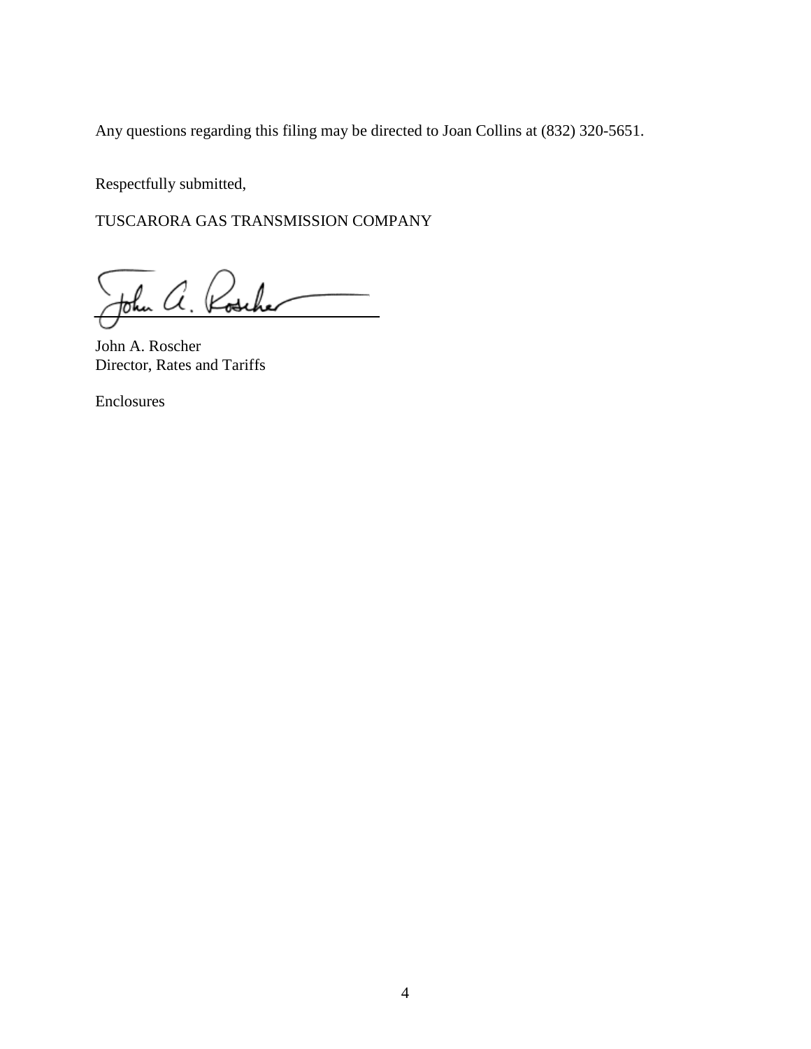Any questions regarding this filing may be directed to Joan Collins at (832) 320-5651.

Respectfully submitted,

TUSCARORA GAS TRANSMISSION COMPANY

John A. Roscher
Director, Rates and Tariffs

Enclosures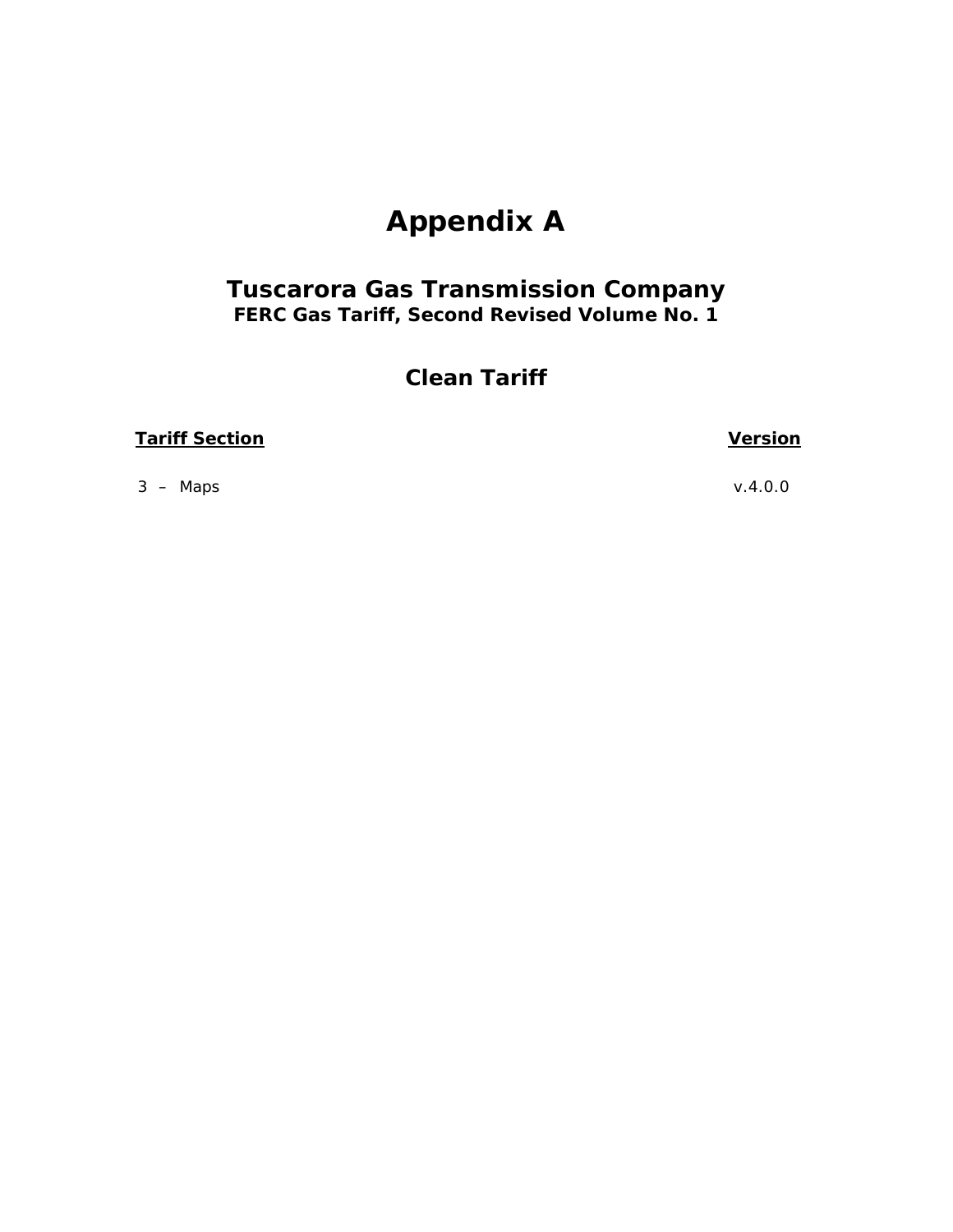# Appendix A

## Tuscarora Gas Transmission Company

**FERC Gas Tariff, Second Revised Volume No. 1**

## Clean Tariff

| Tariff Section | Version |
|---|---|
| 3 – Maps | v.4.0.0 |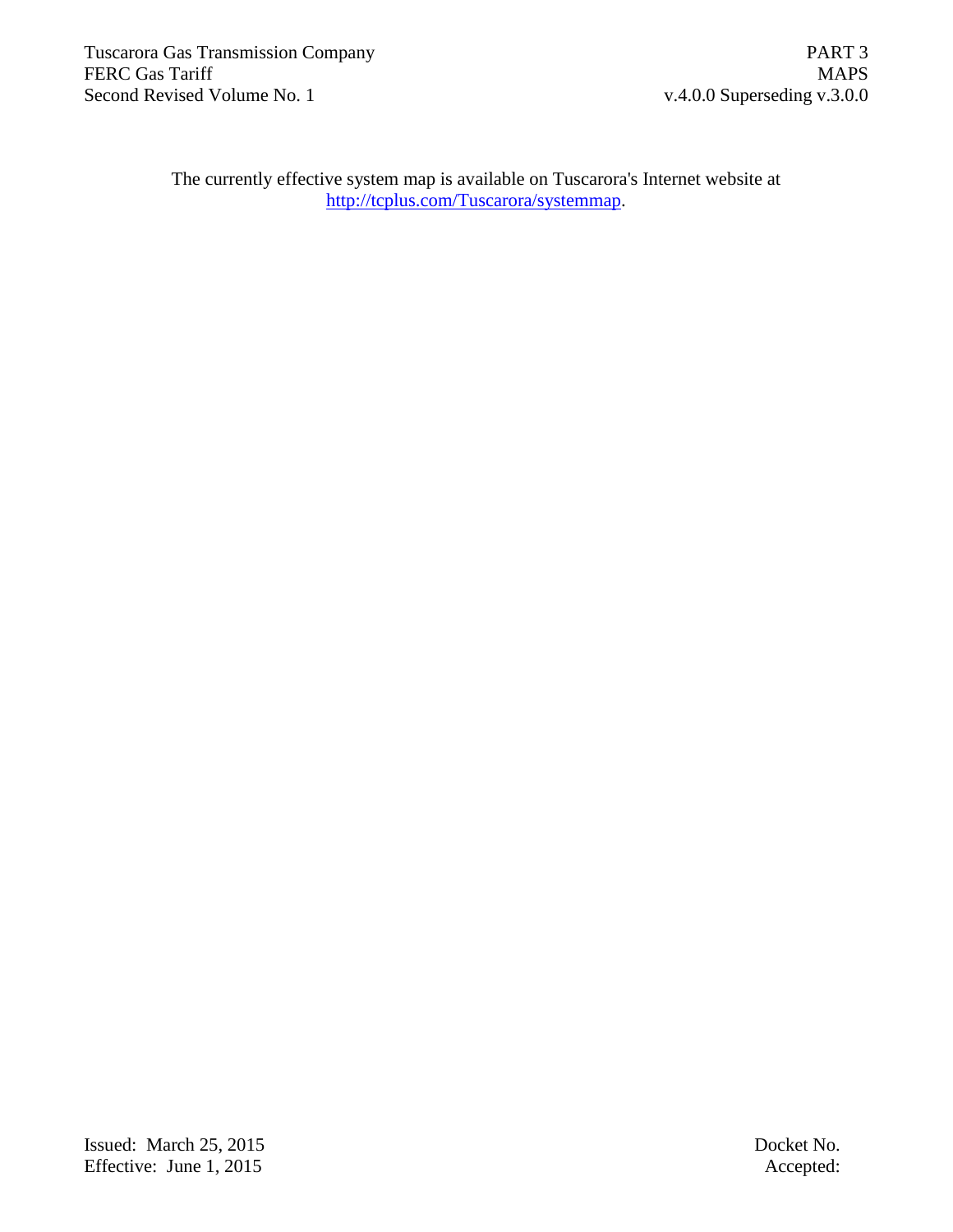The currently effective system map is available on Tuscarora's Internet website at [http://tcplus.com/Tuscarora/systemmap](http://tcplus.com/Tuscarora/systemmap).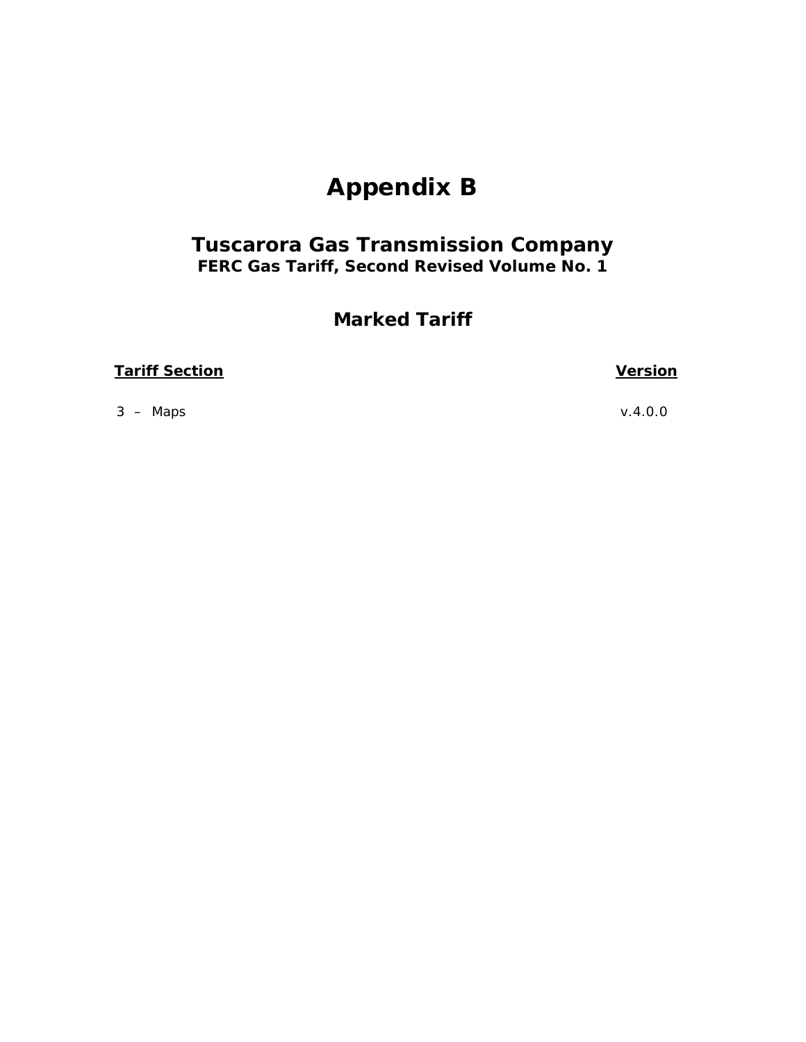# Appendix B

## Tuscarora Gas Transmission Company
**FERC Gas Tariff, Second Revised Volume No. 1**

## Marked Tariff

| Tariff Section | Version |
|---|---|
| 3 – Maps | v.4.0.0 |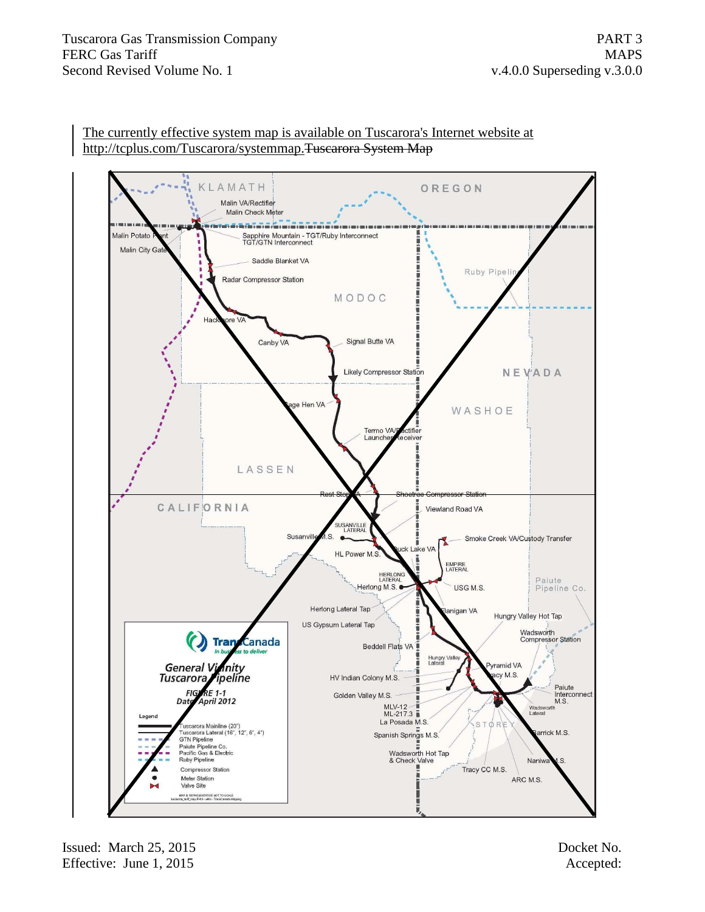The currently effective system map is available on Tuscarora's Internet website at http://tcplus.com/Tuscarora/systemmap.~~Tuscarora System Map~~

KLAMATH
OREGON
Malin VA/Rectifier
Malin Check Meter
Malin Potato Plant
Malin City Gate
Sapphire Mountain - TGT/Ruby Interconnect
TGT/GTN Interconnect
Saddle Blanket VA
Radar Compressor Station
Ruby Pipeline
MODOC
Hackstore VA
Canby VA
Signal Butte VA
Likely Compressor Station
NEVADA
Sage Hen VA
WASHOE
Termo VA/Rectifier
Launcher/Receiver
LASSEN
Rest Stop VA
Shoetree Compressor Station
CALIFORNIA
Viewland Road VA
SUSANVILLE LATERAL
Susanville M.S.
Smoke Creek VA/Custody Transfer
Buck Lake VA
HL Power M.S.
EMPIRE LATERAL
HERLONG LATERAL
Herlong M.S.
USG M.S.
Paiute Pipeline Co.
Herlong Lateral Tap
Flanigan VA
Hungry Valley Hot Tap
US Gypsum Lateral Tap
Wadsworth Compressor Station
Beddell Flats VA
Hungry Valley Lateral
Pyramid VA
Tracy M.S.
HV Indian Colony M.S.
Paiute Interconnect M.S.
Golden Valley M.S.
Wadsworth Lateral
MLV-12
ML-217.3
La Posada M.S.
STOREY
Spanish Springs M.S.
Barrick M.S.
Wadsworth Hot Tap & Check Valve
Naniwa M.S.
Tracy CC M.S.
ARC M.S.

TransCanada
*In business to deliver*

***General Vicinity Tuscarora Pipeline***

***FIGURE 1-1***
***Date: April 2012***

Legend
Tuscarora Mainline (20")
Tuscarora Lateral (16", 12", 6", 4")
GTN Pipeline
Paiute Pipeline Co.
Pacific Gas & Electric
Ruby Pipeline
Compressor Station
Meter Station
Valve Site

MAP IS REPRESENTATIVE NOT TO SCALE